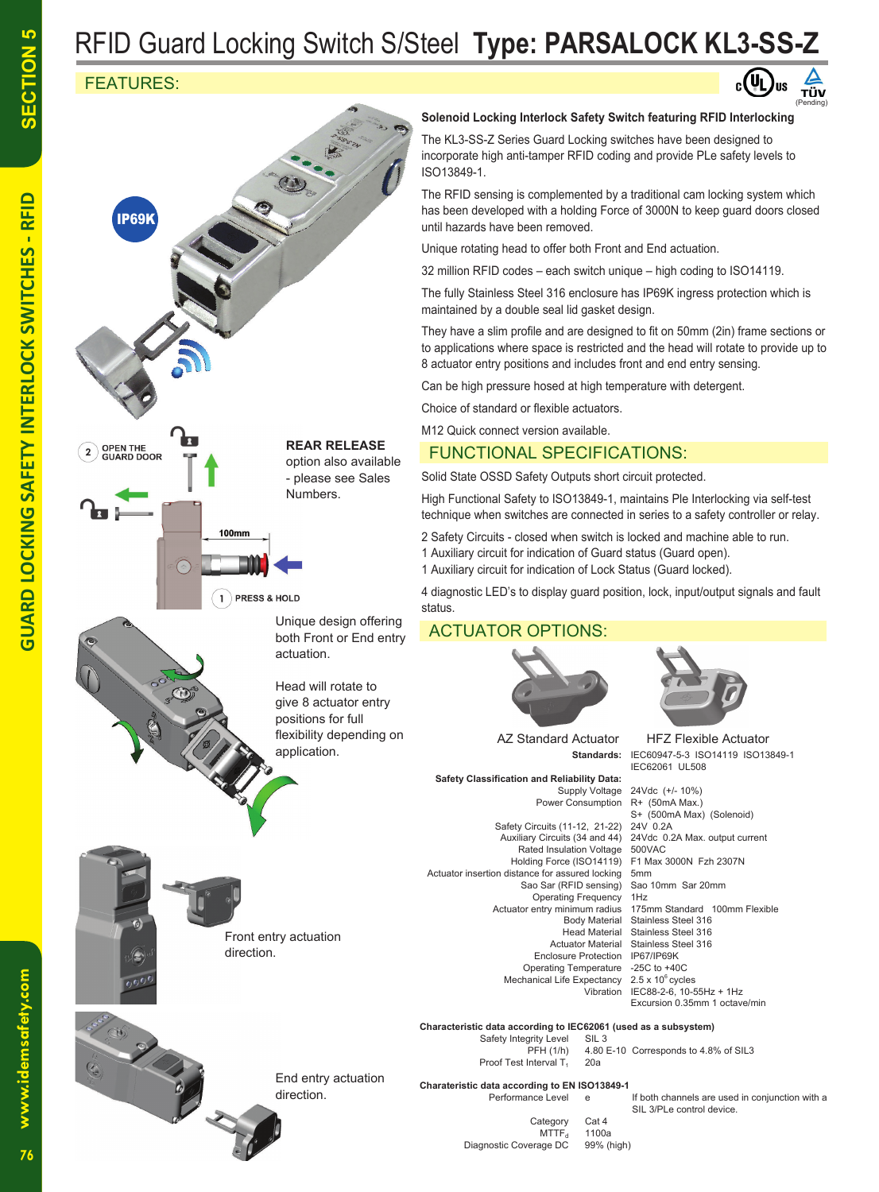# RFID Guard Locking Switch S/Steel **Type: PARSALOCK KL3-SS-Z**

## FEATURES:

IP69K

(Pending)

**Solenoid Locking Interlock Safety Switch featuring RFID Interlocking**

The KL3-SS-Z Series Guard Locking switches have been designed to incorporate high anti-tamper RFID coding and provide PLe safety levels to ISO13849-1.

The RFID sensing is complemented by a traditional cam locking system which has been developed with a holding Force of 3000N to keep guard doors closed until hazards have been removed.

Unique rotating head to offer both Front and End actuation.

32 million RFID codes – each switch unique – high coding to ISO14119.

The fully Stainless Steel 316 enclosure has IP69K ingress protection which is maintained by a double seal lid gasket design.

They have a slim profile and are designed to fit on 50mm (2in) frame sections or to applications where space is restricted and the head will rotate to provide up to 8 actuator entry positions and includes front and end entry sensing.

Can be high pressure hosed at high temperature with detergent.

Choice of standard or flexible actuators.

M12 Quick connect version available.

2 OPEN THE GUARD DOOR

100mm

1 PRESS & HOLD

**REAR RELEASE** option also available - please see Sales Numbers.

Unique design offering both Front or End entry actuation.

Head will rotate to give 8 actuator entry positions for full flexibility depending on application.

Front entry actuation direction.

End entry actuation direction.

## FUNCTIONAL SPECIFICATIONS:

Solid State OSSD Safety Outputs short circuit protected.

High Functional Safety to ISO13849-1, maintains Ple Interlocking via self-test technique when switches are connected in series to a safety controller or relay.

2 Safety Circuits - closed when switch is locked and machine able to run.
1 Auxiliary circuit for indication of Guard status (Guard open).
1 Auxiliary circuit for indication of Lock Status (Guard locked).

4 diagnostic LED's to display guard position, lock, input/output signals and fault status.

## ACTUATOR OPTIONS:

AZ Standard Actuator | HFZ Flexible Actuator

**Standards:** IEC60947-5-3 ISO14119 ISO13849-1 IEC62061 UL508

**Safety Classification and Reliability Data:**

| | |
|---|---|
| Supply Voltage | 24Vdc (+/- 10%) |
| Power Consumption | R+ (50mA Max.) S+ (500mA Max) (Solenoid) |
| Safety Circuits (11-12, 21-22) | 24V 0.2A |
| Auxiliary Circuits (34 and 44) | 24Vdc 0.2A Max. output current |
| Rated Insulation Voltage | 500VAC |
| Holding Force (ISO14119) | F1 Max 3000N Fzh 2307N |
| Actuator insertion distance for assured locking | 5mm |
| Sao Sar (RFID sensing) | Sao 10mm Sar 20mm |
| Operating Frequency | 1Hz |
| Actuator entry minimum radius | 175mm Standard 100mm Flexible |
| Body Material | Stainless Steel 316 |
| Head Material | Stainless Steel 316 |
| Actuator Material | Stainless Steel 316 |
| Enclosure Protection | IP67/IP69K |
| Operating Temperature | -25C to +40C |
| Mechanical Life Expectancy | $2.5 \times 10^6$ cycles |
| Vibration | IEC88-2-6, 10-55Hz + 1Hz Excursion 0.35mm 1 octave/min |

**Characteristic data according to IEC62061 (used as a subsystem)**

| | |
|---|---|
| Safety Integrity Level | SIL 3 |
| PFH (1/h) | 4.80 E-10 Corresponds to 4.8% of SIL3 |
| Proof Test Interval $T_1$ | 20a |

**Charateristic data according to EN ISO13849-1**

| | | |
|---|---|---|
| Performance Level | e | If both channels are used in conjunction with a SIL 3/PLe control device. |
| Category | Cat 4 | |
| $MTTF_d$ | 1100a | |
| Diagnostic Coverage DC | 99% (high) | |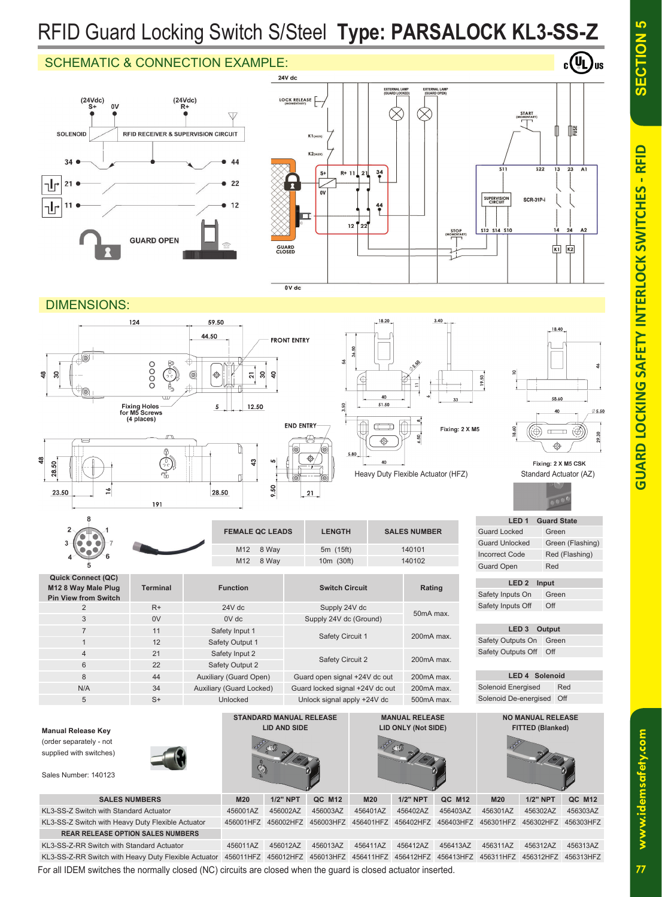# RFID Guard Locking Switch S/Steel **Type: PARSALOCK KL3-SS-Z**

## SCHEMATIC & CONNECTION EXAMPLE:

(24Vdc) S+ 0V (24Vdc) R+

SOLENOID RFID RECEIVER & SUPERVISION CIRCUIT

34 44
21 22
11 12

GUARD OPEN

24V dc

LOCK RELEASE (MOMENTARY)

EXTERNAL LAMP (GUARD LOCKED) EXTERNAL LAMP (GUARD OPEN)

K1(AUX) K2(AUX)

S+ R+ 11 21 34 0V 44 12 22

GUARD CLOSED

START (MOMENTARY) FUSE

S11 S22 13 23 A1

SUPERVISION CIRCUIT SCR-31P-i

STOP (MOMENTARY) S12 S14 S10 14 24 A2

K1 K2

0V dc

## DIMENSIONS:

124 59.50 44.50 FRONT ENTRY 48 30 21 30 40 Fixing Holes for M5 Screws (4 places) 5 12.50

END ENTRY 48 28.50 43 5 9.50 21 23.50 16 28.50 191

18.20 3.40 56 36.50 Ø5.60 11 6 19.50 40 51.50 33 3.50 8 6.50 5.80 40 Fixing: 2 X M5

Heavy Duty Flexible Actuator (HFZ)

18.40 46 10 58.60 40 Ø5.50 18.60 29.30 Fixing: 2 X M5 CSK

Standard Actuator (AZ)

| FEMALE QC LEADS | LENGTH | SALES NUMBER |
|---|---|---|
| M12 8 Way | 5m (15ft) | 140101 |
| M12 8 Way | 10m (30ft) | 140102 |

| Quick Connect (QC) M12 8 Way Male Plug Pin View from Switch | Terminal | Function | Switch Circuit | Rating |
|---|---|---|---|---|
| 2 | R+ | 24V dc | Supply 24V dc | 50mA max. |
| 3 | 0V | 0V dc | Supply 24V dc (Ground) | |
| 7 | 11 | Safety Input 1 | Safety Circuit 1 | 200mA max. |
| 1 | 12 | Safety Output 1 | | |
| 4 | 21 | Safety Input 2 | Safety Circuit 2 | 200mA max. |
| 6 | 22 | Safety Output 2 | | |
| 8 | 44 | Auxiliary (Guard Open) | Guard open signal +24V dc out | 200mA max. |
| N/A | 34 | Auxiliary (Guard Locked) | Guard locked signal +24V dc out | 200mA max. |
| 5 | S+ | Unlocked | Unlock signal apply +24V dc | 500mA max. |

| LED 1 | Guard State |
|---|---|
| Guard Locked | Green |
| Guard Unlocked | Green (Flashing) |
| Incorrect Code | Red (Flashing) |
| Guard Open | Red |

| LED 2 | Input |
|---|---|
| Safety Inputs On | Green |
| Safety Inputs Off | Off |

| LED 3 | Output |
|---|---|
| Safety Outputs On | Green |
| Safety Outputs Off | Off |

| LED 4 | Solenoid |
|---|---|
| Solenoid Energised | Red |
| Solenoid De-energised | Off |

**Manual Release Key**
(order separately - not supplied with switches)

Sales Number: 140123

| | STANDARD MANUAL RELEASE LID AND SIDE | | | MANUAL RELEASE LID ONLY (Not SIDE) | | | NO MANUAL RELEASE FITTED (Blanked) | | |
|---|---|---|---|---|---|---|---|---|---|
| SALES NUMBERS | M20 | 1/2" NPT | QC M12 | M20 | 1/2" NPT | QC M12 | M20 | 1/2" NPT | QC M12 |
| KL3-SS-Z Switch with Standard Actuator | 456001AZ | 456002AZ | 456003AZ | 456401AZ | 456402AZ | 456403AZ | 456301AZ | 456302AZ | 456303AZ |
| KL3-SS-Z Switch with Heavy Duty Flexible Actuator | 456001HFZ | 456002HFZ | 456003HFZ | 456401HFZ | 456402HFZ | 456403HFZ | 456301HFZ | 456302HFZ | 456303HFZ |
| REAR RELEASE OPTION SALES NUMBERS | | | | | | | | | |
| KL3-SS-Z-RR Switch with Standard Actuator | 456011AZ | 456012AZ | 456013AZ | 456411AZ | 456412AZ | 456413AZ | 456311AZ | 456312AZ | 456313AZ |
| KL3-SS-Z-RR Switch with Heavy Duty Flexible Actuator | 456011HFZ | 456012HFZ | 456013HFZ | 456411HFZ | 456412HFZ | 456413HFZ | 456311HFZ | 456312HFZ | 456313HFZ |

For all IDEM switches the normally closed (NC) circuits are closed when the guard is closed actuator inserted.